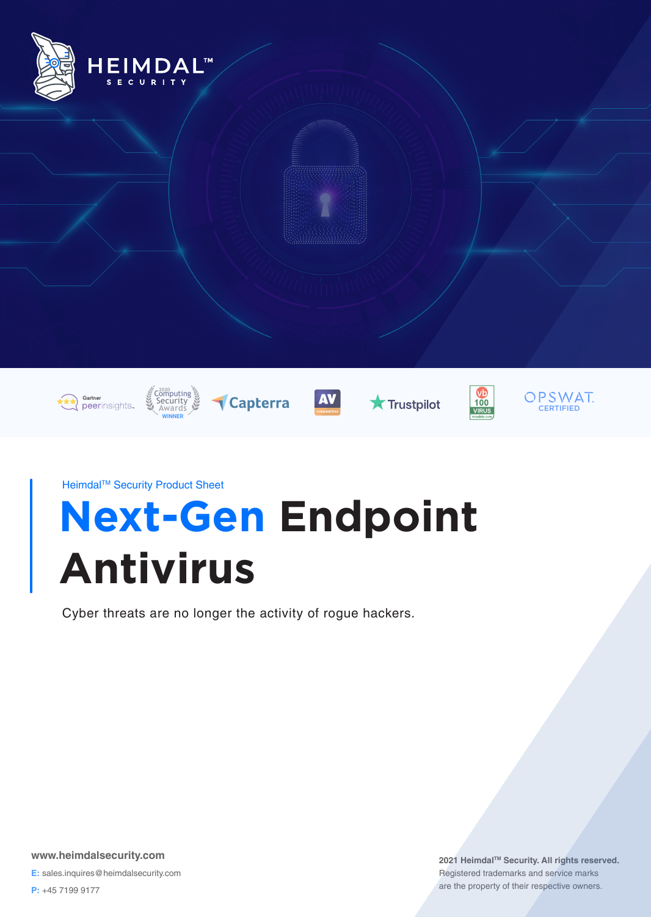HEIMDAL™ SECURITY

Heimdal™ Security Product Sheet

# Next-Gen Endpoint Antivirus

Cyber threats are no longer the activity of rogue hackers.

**www.heimdalsecurity.com**

**E:** sales.inquires@heimdalsecurity.com

**P:** +45 7199 9177

**2021 Heimdal™ Security. All rights reserved.**
Registered trademarks and service marks are the property of their respective owners.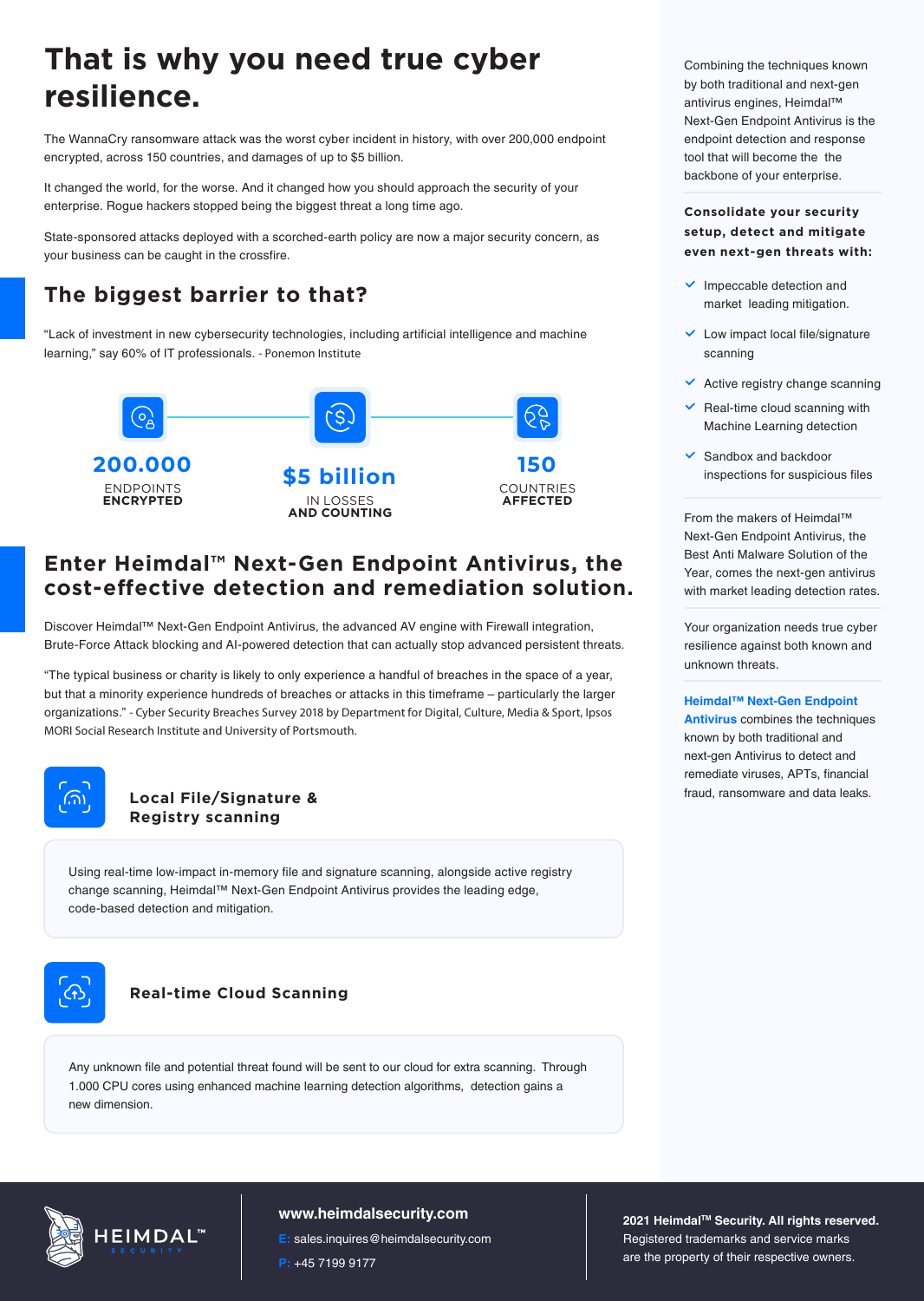# That is why you need true cyber resilience.

The WannaCry ransomware attack was the worst cyber incident in history, with over 200,000 endpoint encrypted, across 150 countries, and damages of up to $5 billion.

It changed the world, for the worse. And it changed how you should approach the security of your enterprise. Rogue hackers stopped being the biggest threat a long time ago.

State-sponsored attacks deployed with a scorched-earth policy are now a major security concern, as your business can be caught in the crossfire.

## The biggest barrier to that?

"Lack of investment in new cybersecurity technologies, including artificial intelligence and machine learning," say 60% of IT professionals. - Ponemon Institute

**200.000**
ENDPOINTS **ENCRYPTED**

**$5 billion**
IN LOSSES **AND COUNTING**

**150**
COUNTRIES **AFFECTED**

## Enter Heimdal™ Next-Gen Endpoint Antivirus, the cost-effective detection and remediation solution.

Discover Heimdal™ Next-Gen Endpoint Antivirus, the advanced AV engine with Firewall integration, Brute-Force Attack blocking and AI-powered detection that can actually stop advanced persistent threats.

"The typical business or charity is likely to only experience a handful of breaches in the space of a year, but that a minority experience hundreds of breaches or attacks in this timeframe – particularly the larger organizations." - Cyber Security Breaches Survey 2018 by Department for Digital, Culture, Media & Sport, Ipsos MORI Social Research Institute and University of Portsmouth.

### Local File/Signature & Registry scanning

Using real-time low-impact in-memory file and signature scanning, alongside active registry change scanning, Heimdal™ Next-Gen Endpoint Antivirus provides the leading edge, code-based detection and mitigation.

### Real-time Cloud Scanning

Any unknown file and potential threat found will be sent to our cloud for extra scanning. Through 1.000 CPU cores using enhanced machine learning detection algorithms, detection gains a new dimension.

Combining the techniques known by both traditional and next-gen antivirus engines, Heimdal™ Next-Gen Endpoint Antivirus is the endpoint detection and response tool that will become the the backbone of your enterprise.

**Consolidate your security setup, detect and mitigate even next-gen threats with:**

- Impeccable detection and market leading mitigation.
- Low impact local file/signature scanning
- Active registry change scanning
- Real-time cloud scanning with Machine Learning detection
- Sandbox and backdoor inspections for suspicious files

From the makers of Heimdal™ Next-Gen Endpoint Antivirus, the Best Anti Malware Solution of the Year, comes the next-gen antivirus with market leading detection rates.

Your organization needs true cyber resilience against both known and unknown threats.

**Heimdal™ Next-Gen Endpoint Antivirus** combines the techniques known by both traditional and next-gen Antivirus to detect and remediate viruses, APTs, financial fraud, ransomware and data leaks.

HEIMDAL™ SECURITY

**www.heimdalsecurity.com**
E: sales.inquires@heimdalsecurity.com
P: +45 7199 9177

**2021 Heimdal™ Security. All rights reserved.**
Registered trademarks and service marks are the property of their respective owners.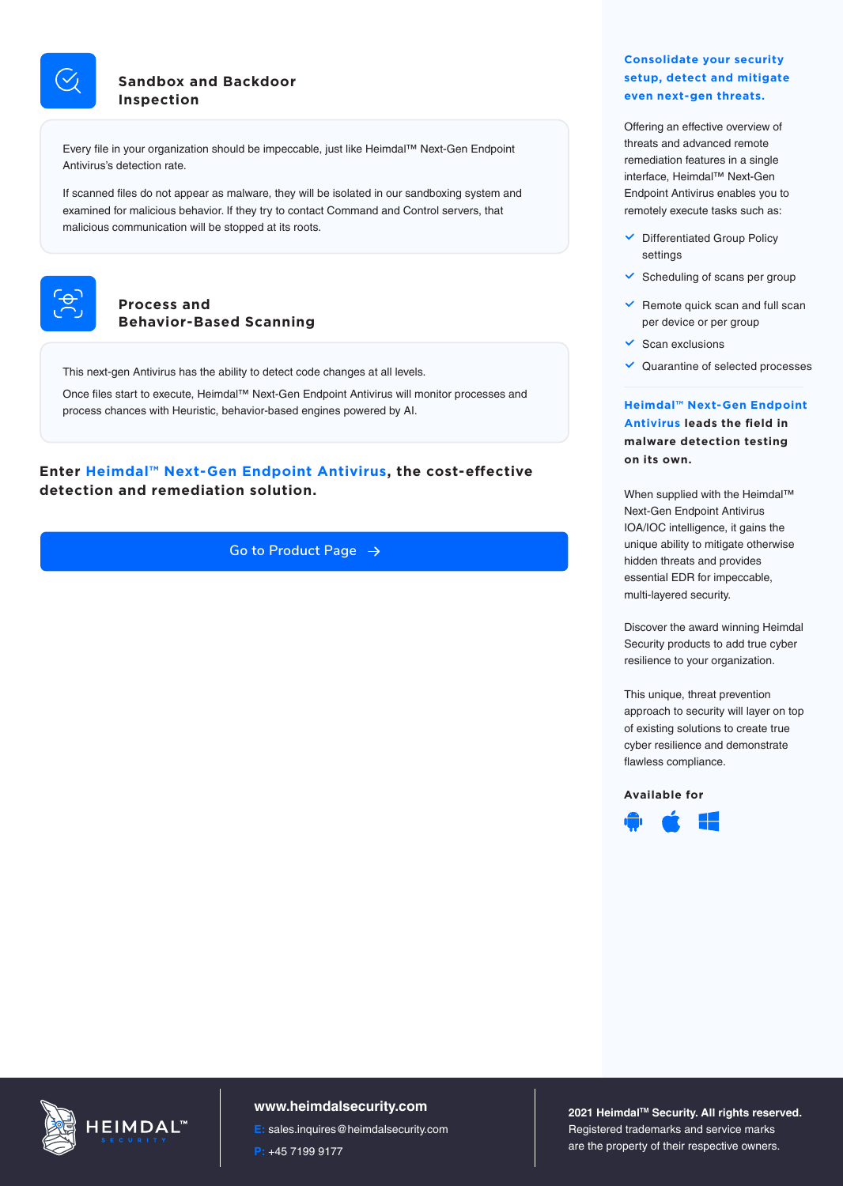### Sandbox and Backdoor Inspection

Every file in your organization should be impeccable, just like Heimdal™ Next-Gen Endpoint Antivirus's detection rate.

If scanned files do not appear as malware, they will be isolated in our sandboxing system and examined for malicious behavior. If they try to contact Command and Control servers, that malicious communication will be stopped at its roots.

### Process and Behavior-Based Scanning

This next-gen Antivirus has the ability to detect code changes at all levels.

Once files start to execute, Heimdal™ Next-Gen Endpoint Antivirus will monitor processes and process chances with Heuristic, behavior-based engines powered by AI.

**Enter Heimdal™ Next-Gen Endpoint Antivirus, the cost-effective detection and remediation solution.**

Go to Product Page →

**Consolidate your security setup, detect and mitigate even next-gen threats.**

Offering an effective overview of threats and advanced remote remediation features in a single interface, Heimdal™ Next-Gen Endpoint Antivirus enables you to remotely execute tasks such as:

- Differentiated Group Policy settings
- Scheduling of scans per group
- Remote quick scan and full scan per device or per group
- Scan exclusions
- Quarantine of selected processes

**Heimdal™ Next-Gen Endpoint Antivirus leads the field in malware detection testing on its own.**

When supplied with the Heimdal™ Next-Gen Endpoint Antivirus IOA/IOC intelligence, it gains the unique ability to mitigate otherwise hidden threats and provides essential EDR for impeccable, multi-layered security.

Discover the award winning Heimdal Security products to add true cyber resilience to your organization.

This unique, threat prevention approach to security will layer on top of existing solutions to create true cyber resilience and demonstrate flawless compliance.

**Available for**

HEIMDAL™ SECURITY

**www.heimdalsecurity.com**

E: sales.inquires@heimdalsecurity.com

P: +45 7199 9177

**2021 Heimdal™ Security. All rights reserved.**
Registered trademarks and service marks are the property of their respective owners.